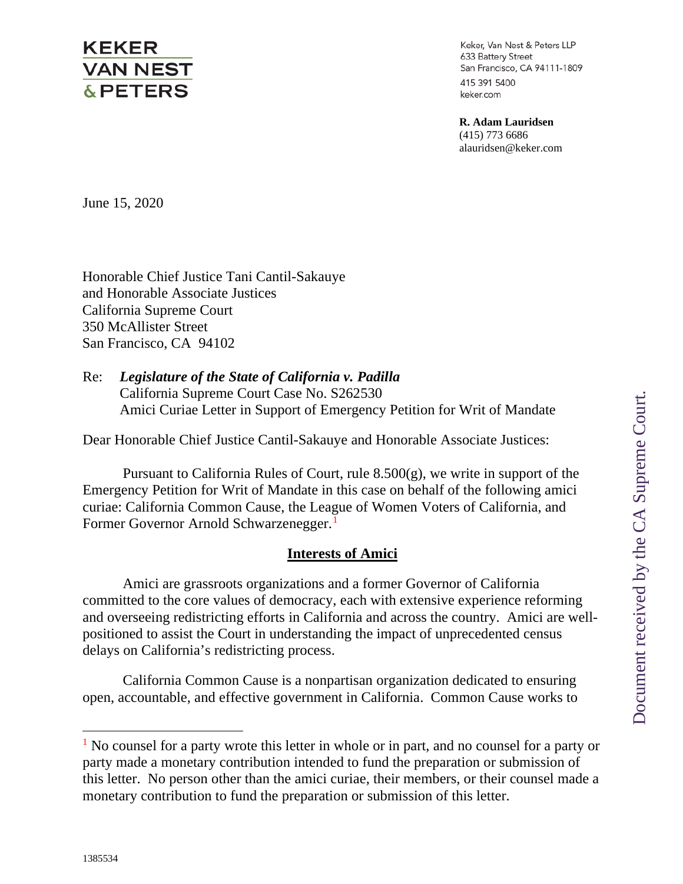KEKER VAN NEST & PETERS

Keker, Van Nest & Peters LLP
633 Battery Street
San Francisco, CA 94111-1809
415 391 5400
keker.com

**R. Adam Lauridsen**
(415) 773 6686
alauridsen@keker.com

June 15, 2020

Honorable Chief Justice Tani Cantil-Sakauye
and Honorable Associate Justices
California Supreme Court
350 McAllister Street
San Francisco, CA 94102

Re: ***Legislature of the State of California v. Padilla***
California Supreme Court Case No. S262530
Amici Curiae Letter in Support of Emergency Petition for Writ of Mandate

Dear Honorable Chief Justice Cantil-Sakauye and Honorable Associate Justices:

Pursuant to California Rules of Court, rule 8.500(g), we write in support of the Emergency Petition for Writ of Mandate in this case on behalf of the following amici curiae: California Common Cause, the League of Women Voters of California, and Former Governor Arnold Schwarzenegger.[1]

## Interests of Amici

Amici are grassroots organizations and a former Governor of California committed to the core values of democracy, each with extensive experience reforming and overseeing redistricting efforts in California and across the country. Amici are well-positioned to assist the Court in understanding the impact of unprecedented census delays on California's redistricting process.

California Common Cause is a nonpartisan organization dedicated to ensuring open, accountable, and effective government in California. Common Cause works to

[1] No counsel for a party wrote this letter in whole or in part, and no counsel for a party or party made a monetary contribution intended to fund the preparation or submission of this letter. No person other than the amici curiae, their members, or their counsel made a monetary contribution to fund the preparation or submission of this letter.

1385534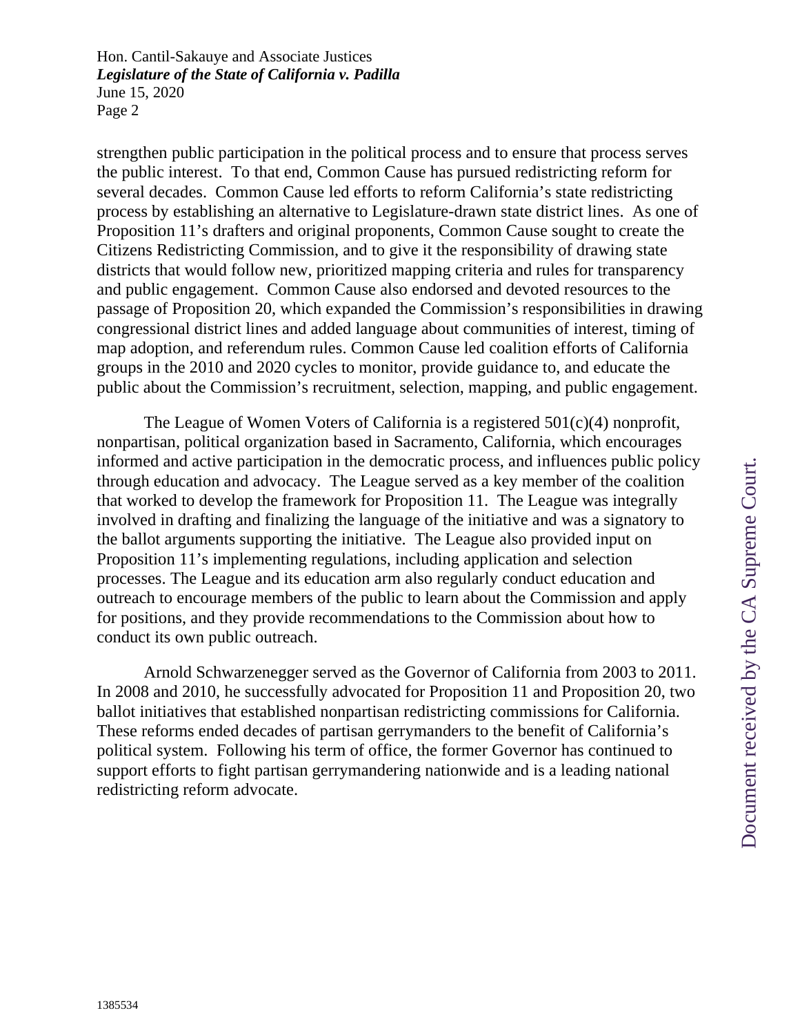strengthen public participation in the political process and to ensure that process serves the public interest. To that end, Common Cause has pursued redistricting reform for several decades. Common Cause led efforts to reform California's state redistricting process by establishing an alternative to Legislature-drawn state district lines. As one of Proposition 11's drafters and original proponents, Common Cause sought to create the Citizens Redistricting Commission, and to give it the responsibility of drawing state districts that would follow new, prioritized mapping criteria and rules for transparency and public engagement. Common Cause also endorsed and devoted resources to the passage of Proposition 20, which expanded the Commission's responsibilities in drawing congressional district lines and added language about communities of interest, timing of map adoption, and referendum rules. Common Cause led coalition efforts of California groups in the 2010 and 2020 cycles to monitor, provide guidance to, and educate the public about the Commission's recruitment, selection, mapping, and public engagement.

The League of Women Voters of California is a registered 501(c)(4) nonprofit, nonpartisan, political organization based in Sacramento, California, which encourages informed and active participation in the democratic process, and influences public policy through education and advocacy. The League served as a key member of the coalition that worked to develop the framework for Proposition 11. The League was integrally involved in drafting and finalizing the language of the initiative and was a signatory to the ballot arguments supporting the initiative. The League also provided input on Proposition 11's implementing regulations, including application and selection processes. The League and its education arm also regularly conduct education and outreach to encourage members of the public to learn about the Commission and apply for positions, and they provide recommendations to the Commission about how to conduct its own public outreach.

Arnold Schwarzenegger served as the Governor of California from 2003 to 2011. In 2008 and 2010, he successfully advocated for Proposition 11 and Proposition 20, two ballot initiatives that established nonpartisan redistricting commissions for California. These reforms ended decades of partisan gerrymanders to the benefit of California's political system. Following his term of office, the former Governor has continued to support efforts to fight partisan gerrymandering nationwide and is a leading national redistricting reform advocate.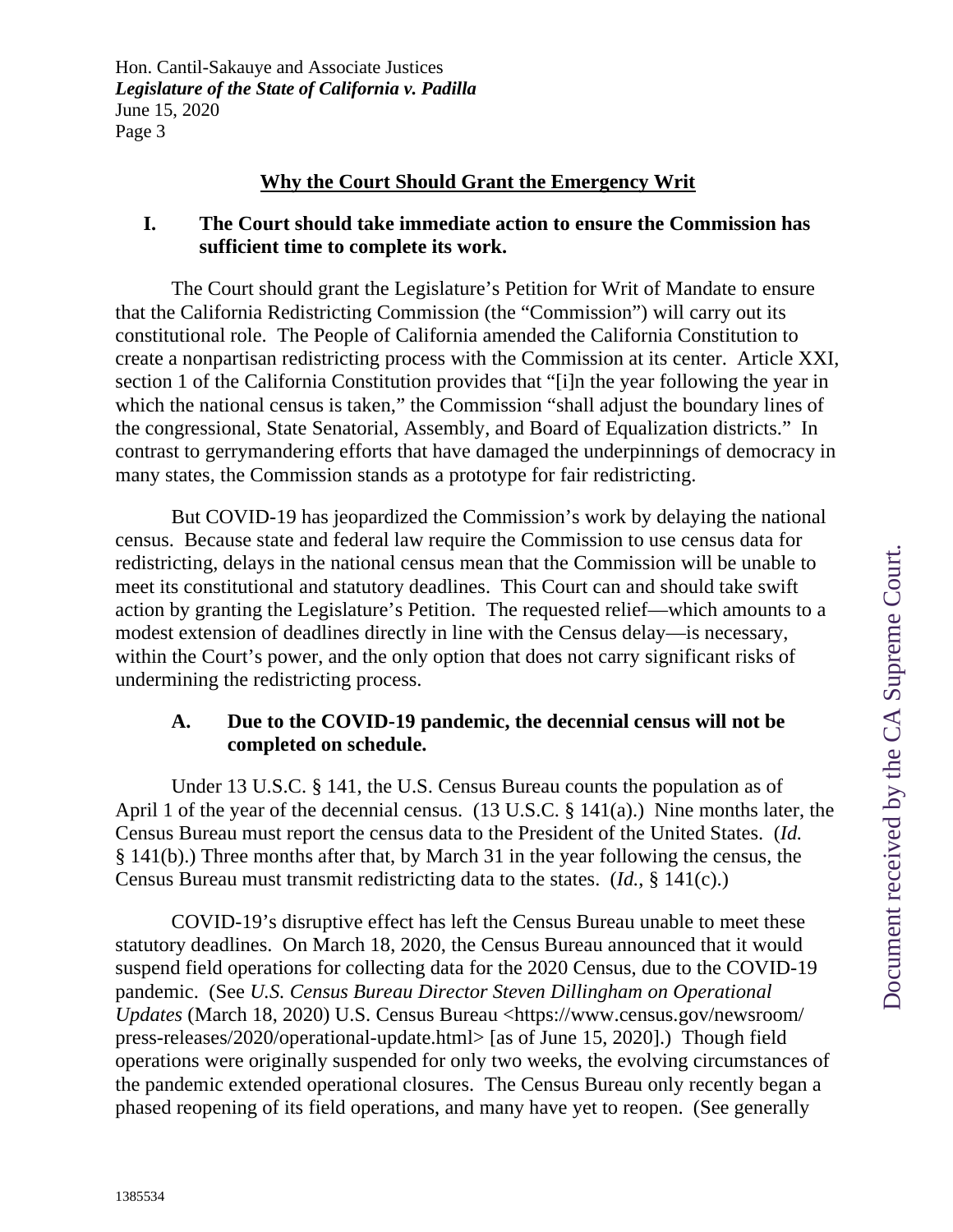## Why the Court Should Grant the Emergency Writ

### I. The Court should take immediate action to ensure the Commission has sufficient time to complete its work.

The Court should grant the Legislature's Petition for Writ of Mandate to ensure that the California Redistricting Commission (the "Commission") will carry out its constitutional role. The People of California amended the California Constitution to create a nonpartisan redistricting process with the Commission at its center. Article XXI, section 1 of the California Constitution provides that "[i]n the year following the year in which the national census is taken," the Commission "shall adjust the boundary lines of the congressional, State Senatorial, Assembly, and Board of Equalization districts." In contrast to gerrymandering efforts that have damaged the underpinnings of democracy in many states, the Commission stands as a prototype for fair redistricting.

But COVID-19 has jeopardized the Commission's work by delaying the national census. Because state and federal law require the Commission to use census data for redistricting, delays in the national census mean that the Commission will be unable to meet its constitutional and statutory deadlines. This Court can and should take swift action by granting the Legislature's Petition. The requested relief—which amounts to a modest extension of deadlines directly in line with the Census delay—is necessary, within the Court's power, and the only option that does not carry significant risks of undermining the redistricting process.

#### A. Due to the COVID-19 pandemic, the decennial census will not be completed on schedule.

Under 13 U.S.C. § 141, the U.S. Census Bureau counts the population as of April 1 of the year of the decennial census. (13 U.S.C. § 141(a).) Nine months later, the Census Bureau must report the census data to the President of the United States. (*Id.* § 141(b).) Three months after that, by March 31 in the year following the census, the Census Bureau must transmit redistricting data to the states. (*Id.*, § 141(c).)

COVID-19's disruptive effect has left the Census Bureau unable to meet these statutory deadlines. On March 18, 2020, the Census Bureau announced that it would suspend field operations for collecting data for the 2020 Census, due to the COVID-19 pandemic. (See *U.S. Census Bureau Director Steven Dillingham on Operational Updates* (March 18, 2020) U.S. Census Bureau <https://www.census.gov/newsroom/press-releases/2020/operational-update.html> [as of June 15, 2020].) Though field operations were originally suspended for only two weeks, the evolving circumstances of the pandemic extended operational closures. The Census Bureau only recently began a phased reopening of its field operations, and many have yet to reopen. (See generally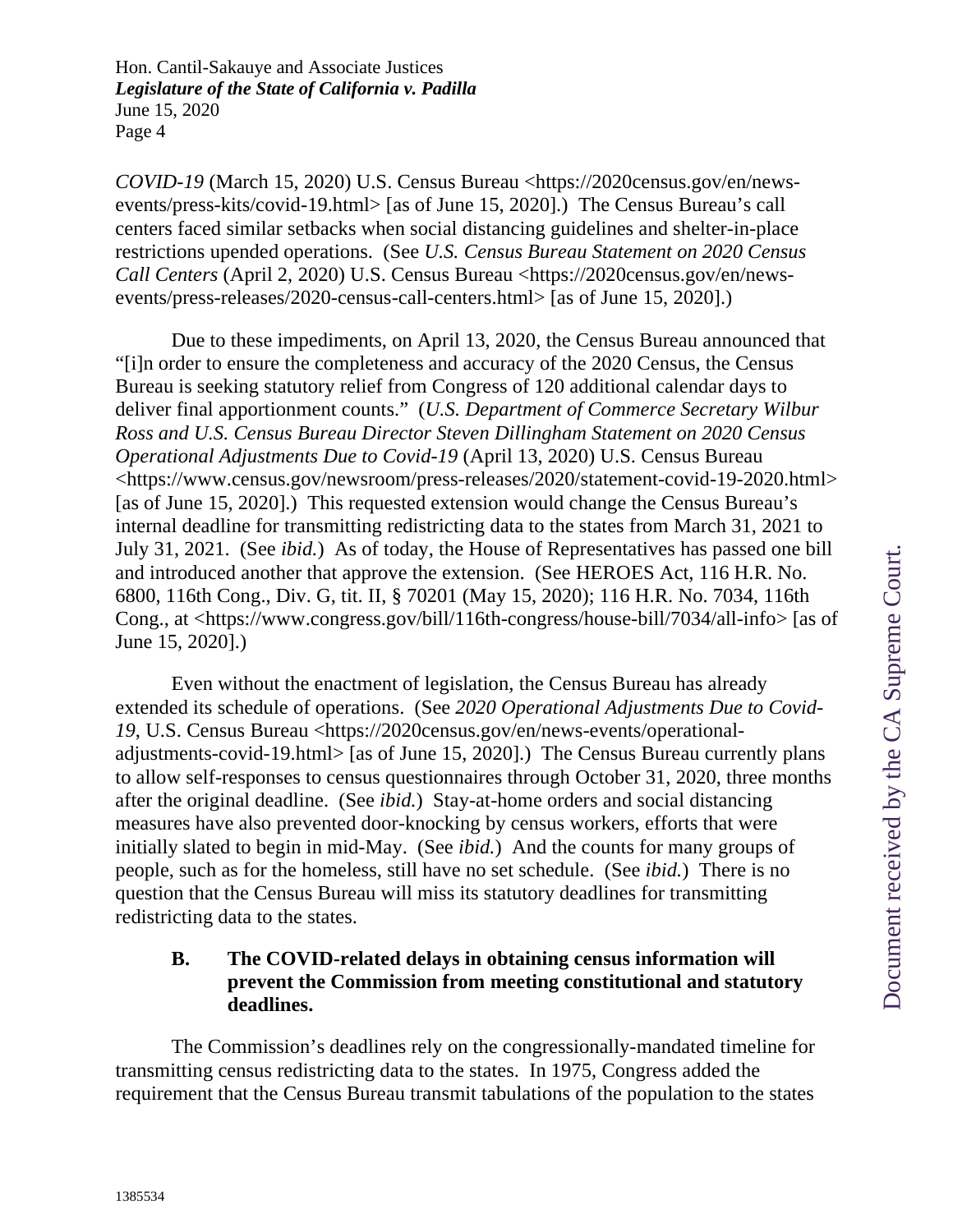*COVID-19* (March 15, 2020) U.S. Census Bureau <https://2020census.gov/en/news-events/press-kits/covid-19.html> [as of June 15, 2020].) The Census Bureau's call centers faced similar setbacks when social distancing guidelines and shelter-in-place restrictions upended operations. (See *U.S. Census Bureau Statement on 2020 Census Call Centers* (April 2, 2020) U.S. Census Bureau <https://2020census.gov/en/news-events/press-releases/2020-census-call-centers.html> [as of June 15, 2020].)

Due to these impediments, on April 13, 2020, the Census Bureau announced that "[i]n order to ensure the completeness and accuracy of the 2020 Census, the Census Bureau is seeking statutory relief from Congress of 120 additional calendar days to deliver final apportionment counts." (*U.S. Department of Commerce Secretary Wilbur Ross and U.S. Census Bureau Director Steven Dillingham Statement on 2020 Census Operational Adjustments Due to Covid-19* (April 13, 2020) U.S. Census Bureau <https://www.census.gov/newsroom/press-releases/2020/statement-covid-19-2020.html> [as of June 15, 2020].) This requested extension would change the Census Bureau's internal deadline for transmitting redistricting data to the states from March 31, 2021 to July 31, 2021. (See *ibid.*) As of today, the House of Representatives has passed one bill and introduced another that approve the extension. (See HEROES Act, 116 H.R. No. 6800, 116th Cong., Div. G, tit. II, § 70201 (May 15, 2020); 116 H.R. No. 7034, 116th Cong., at <https://www.congress.gov/bill/116th-congress/house-bill/7034/all-info> [as of June 15, 2020].)

Even without the enactment of legislation, the Census Bureau has already extended its schedule of operations. (See *2020 Operational Adjustments Due to Covid-19*, U.S. Census Bureau <https://2020census.gov/en/news-events/operational-adjustments-covid-19.html> [as of June 15, 2020].) The Census Bureau currently plans to allow self-responses to census questionnaires through October 31, 2020, three months after the original deadline. (See *ibid.*) Stay-at-home orders and social distancing measures have also prevented door-knocking by census workers, efforts that were initially slated to begin in mid-May. (See *ibid.*) And the counts for many groups of people, such as for the homeless, still have no set schedule. (See *ibid.*) There is no question that the Census Bureau will miss its statutory deadlines for transmitting redistricting data to the states.

### B. The COVID-related delays in obtaining census information will prevent the Commission from meeting constitutional and statutory deadlines.

The Commission's deadlines rely on the congressionally-mandated timeline for transmitting census redistricting data to the states. In 1975, Congress added the requirement that the Census Bureau transmit tabulations of the population to the states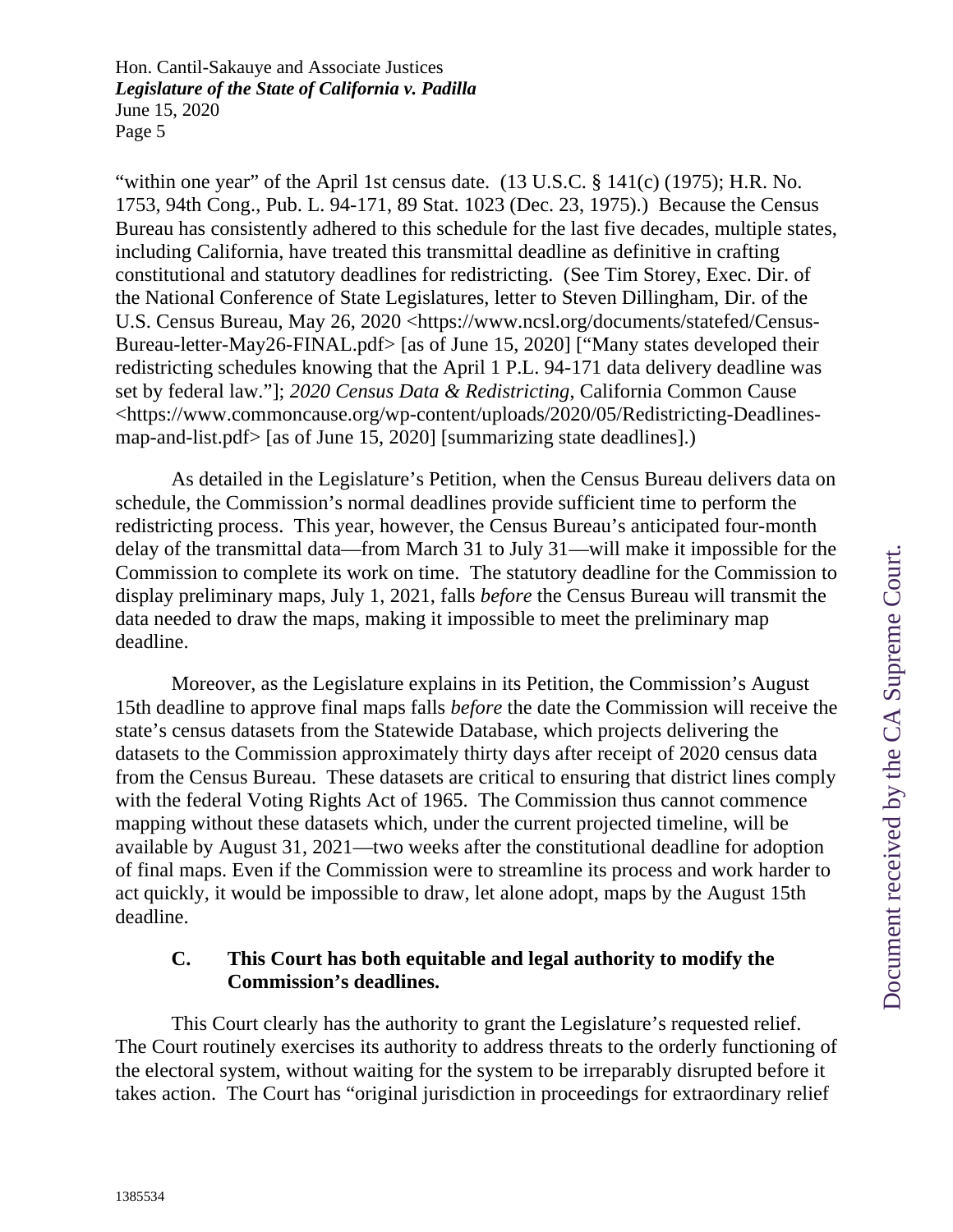"within one year" of the April 1st census date. (13 U.S.C. § 141(c) (1975); H.R. No. 1753, 94th Cong., Pub. L. 94-171, 89 Stat. 1023 (Dec. 23, 1975).) Because the Census Bureau has consistently adhered to this schedule for the last five decades, multiple states, including California, have treated this transmittal deadline as definitive in crafting constitutional and statutory deadlines for redistricting. (See Tim Storey, Exec. Dir. of the National Conference of State Legislatures, letter to Steven Dillingham, Dir. of the U.S. Census Bureau, May 26, 2020 <https://www.ncsl.org/documents/statefed/Census-Bureau-letter-May26-FINAL.pdf> [as of June 15, 2020] ["Many states developed their redistricting schedules knowing that the April 1 P.L. 94-171 data delivery deadline was set by federal law."]; *2020 Census Data & Redistricting*, California Common Cause <https://www.commoncause.org/wp-content/uploads/2020/05/Redistricting-Deadlines-map-and-list.pdf> [as of June 15, 2020] [summarizing state deadlines].)

As detailed in the Legislature's Petition, when the Census Bureau delivers data on schedule, the Commission's normal deadlines provide sufficient time to perform the redistricting process. This year, however, the Census Bureau's anticipated four-month delay of the transmittal data—from March 31 to July 31—will make it impossible for the Commission to complete its work on time. The statutory deadline for the Commission to display preliminary maps, July 1, 2021, falls *before* the Census Bureau will transmit the data needed to draw the maps, making it impossible to meet the preliminary map deadline.

Moreover, as the Legislature explains in its Petition, the Commission's August 15th deadline to approve final maps falls *before* the date the Commission will receive the state's census datasets from the Statewide Database, which projects delivering the datasets to the Commission approximately thirty days after receipt of 2020 census data from the Census Bureau. These datasets are critical to ensuring that district lines comply with the federal Voting Rights Act of 1965. The Commission thus cannot commence mapping without these datasets which, under the current projected timeline, will be available by August 31, 2021—two weeks after the constitutional deadline for adoption of final maps. Even if the Commission were to streamline its process and work harder to act quickly, it would be impossible to draw, let alone adopt, maps by the August 15th deadline.

### C. This Court has both equitable and legal authority to modify the Commission's deadlines.

This Court clearly has the authority to grant the Legislature's requested relief. The Court routinely exercises its authority to address threats to the orderly functioning of the electoral system, without waiting for the system to be irreparably disrupted before it takes action. The Court has "original jurisdiction in proceedings for extraordinary relief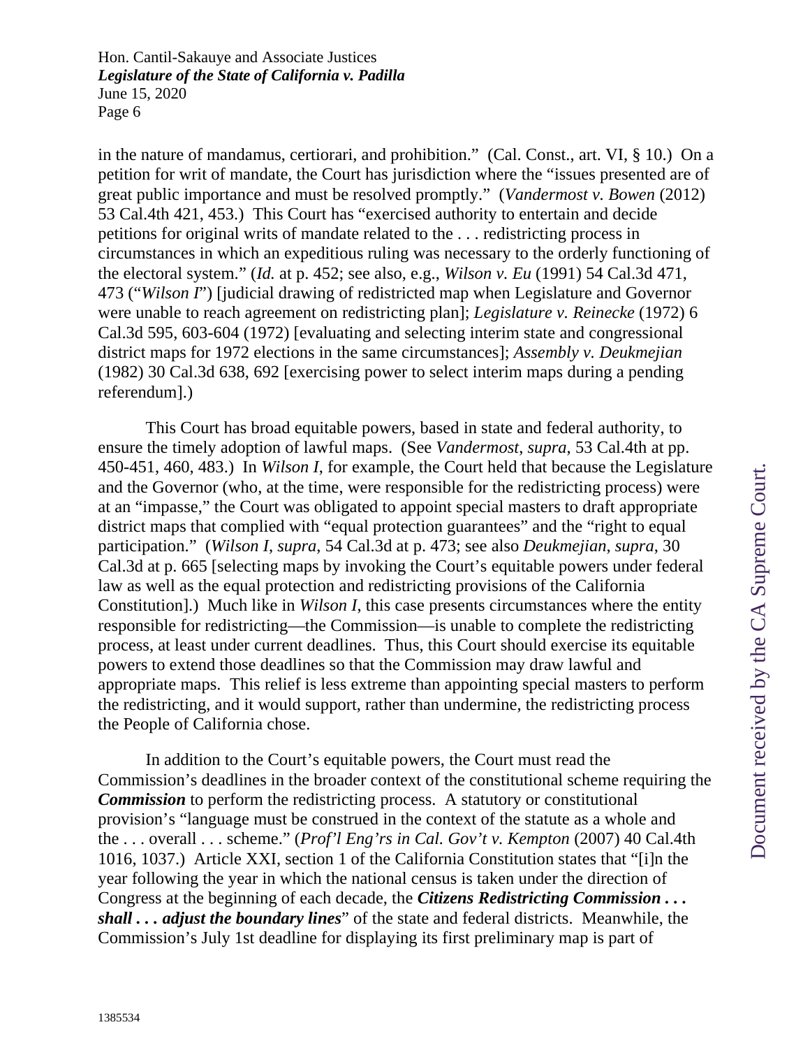in the nature of mandamus, certiorari, and prohibition." (Cal. Const., art. VI, § 10.) On a petition for writ of mandate, the Court has jurisdiction where the "issues presented are of great public importance and must be resolved promptly." (*Vandermost v. Bowen* (2012) 53 Cal.4th 421, 453.) This Court has "exercised authority to entertain and decide petitions for original writs of mandate related to the . . . redistricting process in circumstances in which an expeditious ruling was necessary to the orderly functioning of the electoral system." (*Id.* at p. 452; see also, e.g., *Wilson v. Eu* (1991) 54 Cal.3d 471, 473 ("*Wilson I*") [judicial drawing of redistricted map when Legislature and Governor were unable to reach agreement on redistricting plan]; *Legislature v. Reinecke* (1972) 6 Cal.3d 595, 603-604 (1972) [evaluating and selecting interim state and congressional district maps for 1972 elections in the same circumstances]; *Assembly v. Deukmejian* (1982) 30 Cal.3d 638, 692 [exercising power to select interim maps during a pending referendum].)

This Court has broad equitable powers, based in state and federal authority, to ensure the timely adoption of lawful maps. (See *Vandermost*, *supra*, 53 Cal.4th at pp. 450-451, 460, 483.) In *Wilson I*, for example, the Court held that because the Legislature and the Governor (who, at the time, were responsible for the redistricting process) were at an "impasse," the Court was obligated to appoint special masters to draft appropriate district maps that complied with "equal protection guarantees" and the "right to equal participation." (*Wilson I*, *supra*, 54 Cal.3d at p. 473; see also *Deukmejian*, *supra*, 30 Cal.3d at p. 665 [selecting maps by invoking the Court's equitable powers under federal law as well as the equal protection and redistricting provisions of the California Constitution].) Much like in *Wilson I*, this case presents circumstances where the entity responsible for redistricting—the Commission—is unable to complete the redistricting process, at least under current deadlines. Thus, this Court should exercise its equitable powers to extend those deadlines so that the Commission may draw lawful and appropriate maps. This relief is less extreme than appointing special masters to perform the redistricting, and it would support, rather than undermine, the redistricting process the People of California chose.

In addition to the Court's equitable powers, the Court must read the Commission's deadlines in the broader context of the constitutional scheme requiring the ***Commission*** to perform the redistricting process. A statutory or constitutional provision's "language must be construed in the context of the statute as a whole and the . . . overall . . . scheme." (*Prof'l Eng'rs in Cal. Gov't v. Kempton* (2007) 40 Cal.4th 1016, 1037.) Article XXI, section 1 of the California Constitution states that "[i]n the year following the year in which the national census is taken under the direction of Congress at the beginning of each decade, the ***Citizens Redistricting Commission . . . shall . . . adjust the boundary lines***" of the state and federal districts. Meanwhile, the Commission's July 1st deadline for displaying its first preliminary map is part of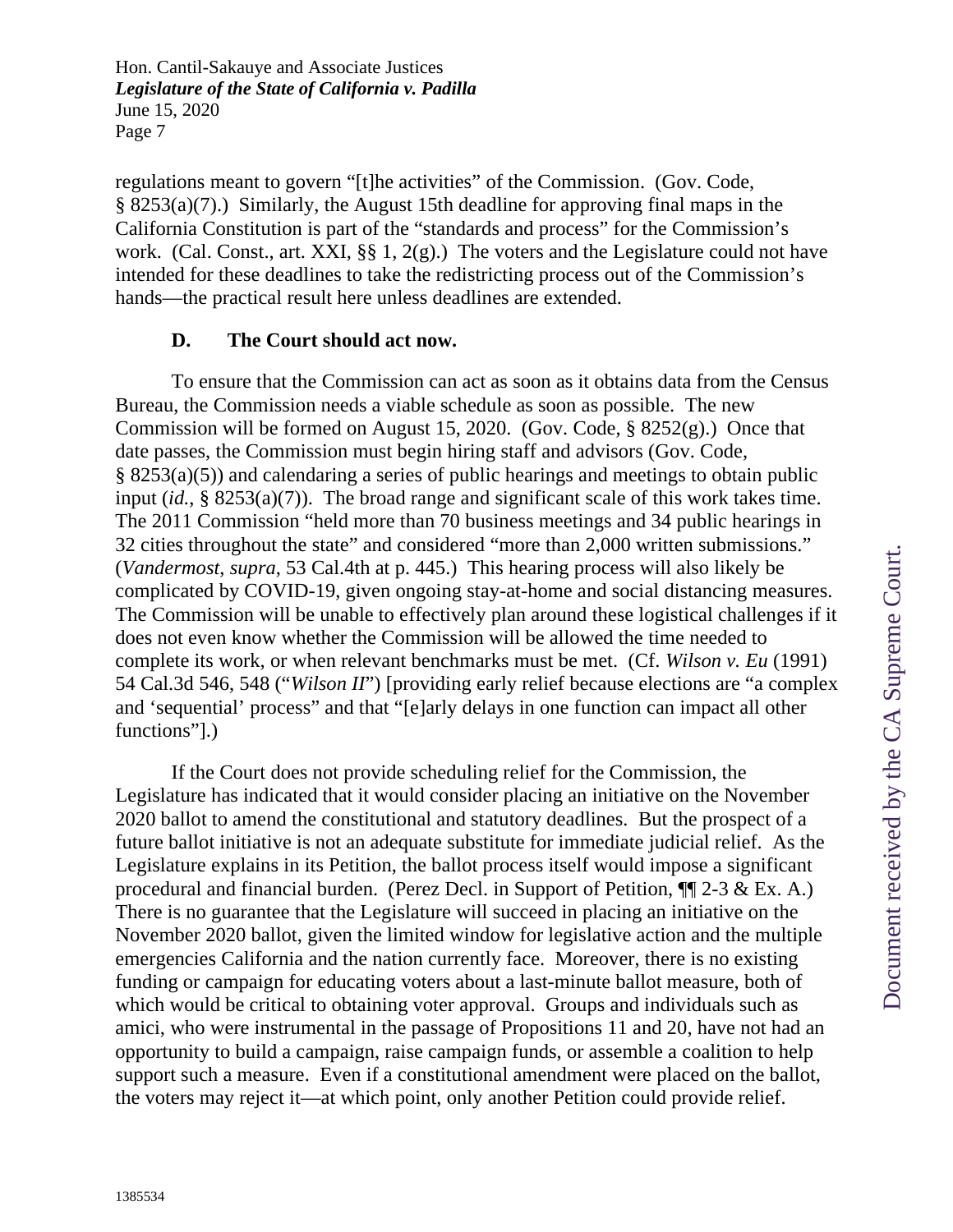regulations meant to govern "[t]he activities" of the Commission. (Gov. Code, § 8253(a)(7).) Similarly, the August 15th deadline for approving final maps in the California Constitution is part of the "standards and process" for the Commission's work. (Cal. Const., art. XXI, §§ 1, 2(g).) The voters and the Legislature could not have intended for these deadlines to take the redistricting process out of the Commission's hands—the practical result here unless deadlines are extended.

### D. The Court should act now.

To ensure that the Commission can act as soon as it obtains data from the Census Bureau, the Commission needs a viable schedule as soon as possible. The new Commission will be formed on August 15, 2020. (Gov. Code, § 8252(g).) Once that date passes, the Commission must begin hiring staff and advisors (Gov. Code, § 8253(a)(5)) and calendaring a series of public hearings and meetings to obtain public input (*id.*, § 8253(a)(7)). The broad range and significant scale of this work takes time. The 2011 Commission "held more than 70 business meetings and 34 public hearings in 32 cities throughout the state" and considered "more than 2,000 written submissions." (*Vandermost*, *supra*, 53 Cal.4th at p. 445.) This hearing process will also likely be complicated by COVID-19, given ongoing stay-at-home and social distancing measures. The Commission will be unable to effectively plan around these logistical challenges if it does not even know whether the Commission will be allowed the time needed to complete its work, or when relevant benchmarks must be met. (Cf. *Wilson v. Eu* (1991) 54 Cal.3d 546, 548 ("*Wilson II*") [providing early relief because elections are "a complex and 'sequential' process" and that "[e]arly delays in one function can impact all other functions"].)

If the Court does not provide scheduling relief for the Commission, the Legislature has indicated that it would consider placing an initiative on the November 2020 ballot to amend the constitutional and statutory deadlines. But the prospect of a future ballot initiative is not an adequate substitute for immediate judicial relief. As the Legislature explains in its Petition, the ballot process itself would impose a significant procedural and financial burden. (Perez Decl. in Support of Petition, ¶¶ 2-3 & Ex. A.) There is no guarantee that the Legislature will succeed in placing an initiative on the November 2020 ballot, given the limited window for legislative action and the multiple emergencies California and the nation currently face. Moreover, there is no existing funding or campaign for educating voters about a last-minute ballot measure, both of which would be critical to obtaining voter approval. Groups and individuals such as amici, who were instrumental in the passage of Propositions 11 and 20, have not had an opportunity to build a campaign, raise campaign funds, or assemble a coalition to help support such a measure. Even if a constitutional amendment were placed on the ballot, the voters may reject it—at which point, only another Petition could provide relief.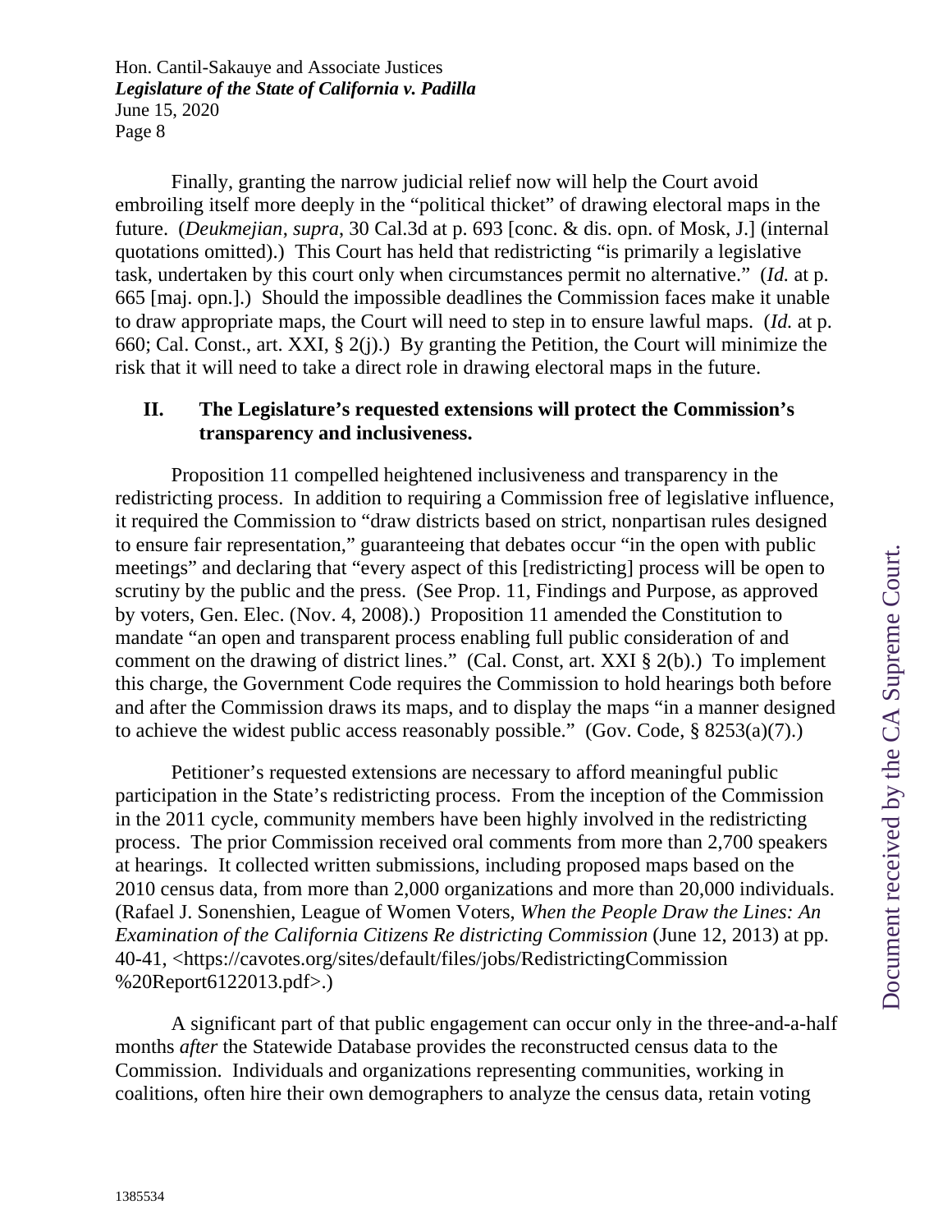Finally, granting the narrow judicial relief now will help the Court avoid embroiling itself more deeply in the "political thicket" of drawing electoral maps in the future. (*Deukmejian*, *supra*, 30 Cal.3d at p. 693 [conc. & dis. opn. of Mosk, J.] (internal quotations omitted).) This Court has held that redistricting "is primarily a legislative task, undertaken by this court only when circumstances permit no alternative." (*Id.* at p. 665 [maj. opn.].) Should the impossible deadlines the Commission faces make it unable to draw appropriate maps, the Court will need to step in to ensure lawful maps. (*Id.* at p. 660; Cal. Const., art. XXI, § 2(j).) By granting the Petition, the Court will minimize the risk that it will need to take a direct role in drawing electoral maps in the future.

## II. The Legislature's requested extensions will protect the Commission's transparency and inclusiveness.

Proposition 11 compelled heightened inclusiveness and transparency in the redistricting process. In addition to requiring a Commission free of legislative influence, it required the Commission to "draw districts based on strict, nonpartisan rules designed to ensure fair representation," guaranteeing that debates occur "in the open with public meetings" and declaring that "every aspect of this [redistricting] process will be open to scrutiny by the public and the press. (See Prop. 11, Findings and Purpose, as approved by voters, Gen. Elec. (Nov. 4, 2008).) Proposition 11 amended the Constitution to mandate "an open and transparent process enabling full public consideration of and comment on the drawing of district lines." (Cal. Const, art. XXI § 2(b).) To implement this charge, the Government Code requires the Commission to hold hearings both before and after the Commission draws its maps, and to display the maps "in a manner designed to achieve the widest public access reasonably possible." (Gov. Code, § 8253(a)(7).)

Petitioner's requested extensions are necessary to afford meaningful public participation in the State's redistricting process. From the inception of the Commission in the 2011 cycle, community members have been highly involved in the redistricting process. The prior Commission received oral comments from more than 2,700 speakers at hearings. It collected written submissions, including proposed maps based on the 2010 census data, from more than 2,000 organizations and more than 20,000 individuals. (Rafael J. Sonenshien, League of Women Voters, *When the People Draw the Lines: An Examination of the California Citizens Re districting Commission* (June 12, 2013) at pp. 40-41, <https://cavotes.org/sites/default/files/jobs/RedistrictingCommission %20Report6122013.pdf>.)

A significant part of that public engagement can occur only in the three-and-a-half months *after* the Statewide Database provides the reconstructed census data to the Commission. Individuals and organizations representing communities, working in coalitions, often hire their own demographers to analyze the census data, retain voting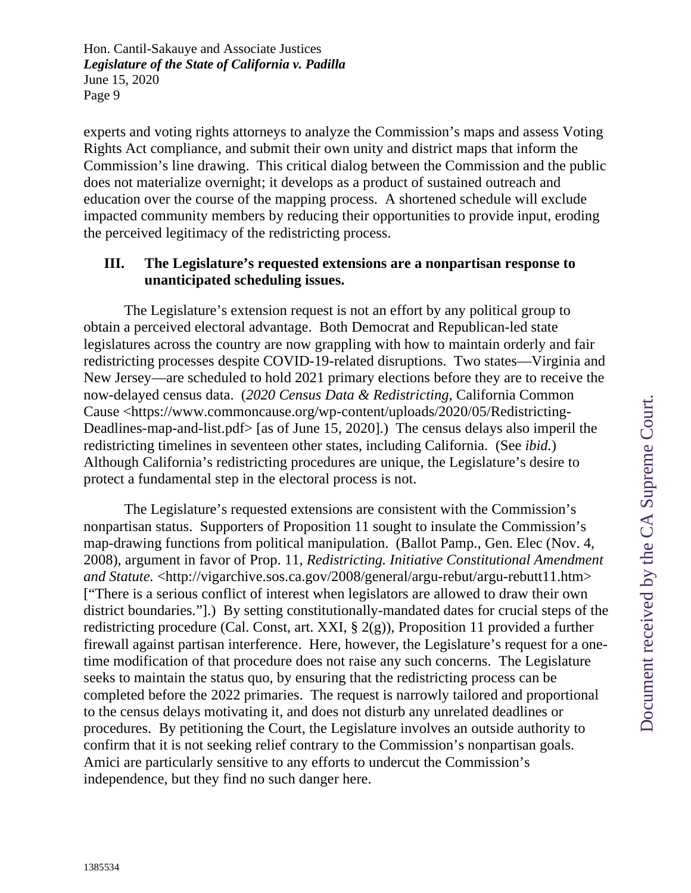experts and voting rights attorneys to analyze the Commission's maps and assess Voting Rights Act compliance, and submit their own unity and district maps that inform the Commission's line drawing. This critical dialog between the Commission and the public does not materialize overnight; it develops as a product of sustained outreach and education over the course of the mapping process. A shortened schedule will exclude impacted community members by reducing their opportunities to provide input, eroding the perceived legitimacy of the redistricting process.

## III. The Legislature's requested extensions are a nonpartisan response to unanticipated scheduling issues.

The Legislature's extension request is not an effort by any political group to obtain a perceived electoral advantage. Both Democrat and Republican-led state legislatures across the country are now grappling with how to maintain orderly and fair redistricting processes despite COVID-19-related disruptions. Two states—Virginia and New Jersey—are scheduled to hold 2021 primary elections before they are to receive the now-delayed census data. (*2020 Census Data & Redistricting*, California Common Cause <https://www.commoncause.org/wp-content/uploads/2020/05/Redistricting-Deadlines-map-and-list.pdf> [as of June 15, 2020].) The census delays also imperil the redistricting timelines in seventeen other states, including California. (See *ibid.*) Although California's redistricting procedures are unique, the Legislature's desire to protect a fundamental step in the electoral process is not.

The Legislature's requested extensions are consistent with the Commission's nonpartisan status. Supporters of Proposition 11 sought to insulate the Commission's map-drawing functions from political manipulation. (Ballot Pamp., Gen. Elec (Nov. 4, 2008), argument in favor of Prop. 11, *Redistricting. Initiative Constitutional Amendment and Statute.* <http://vigarchive.sos.ca.gov/2008/general/argu-rebut/argu-rebutt11.htm> ["There is a serious conflict of interest when legislators are allowed to draw their own district boundaries."].) By setting constitutionally-mandated dates for crucial steps of the redistricting procedure (Cal. Const, art. XXI, § 2(g)), Proposition 11 provided a further firewall against partisan interference. Here, however, the Legislature's request for a one-time modification of that procedure does not raise any such concerns. The Legislature seeks to maintain the status quo, by ensuring that the redistricting process can be completed before the 2022 primaries. The request is narrowly tailored and proportional to the census delays motivating it, and does not disturb any unrelated deadlines or procedures. By petitioning the Court, the Legislature involves an outside authority to confirm that it is not seeking relief contrary to the Commission's nonpartisan goals. Amici are particularly sensitive to any efforts to undercut the Commission's independence, but they find no such danger here.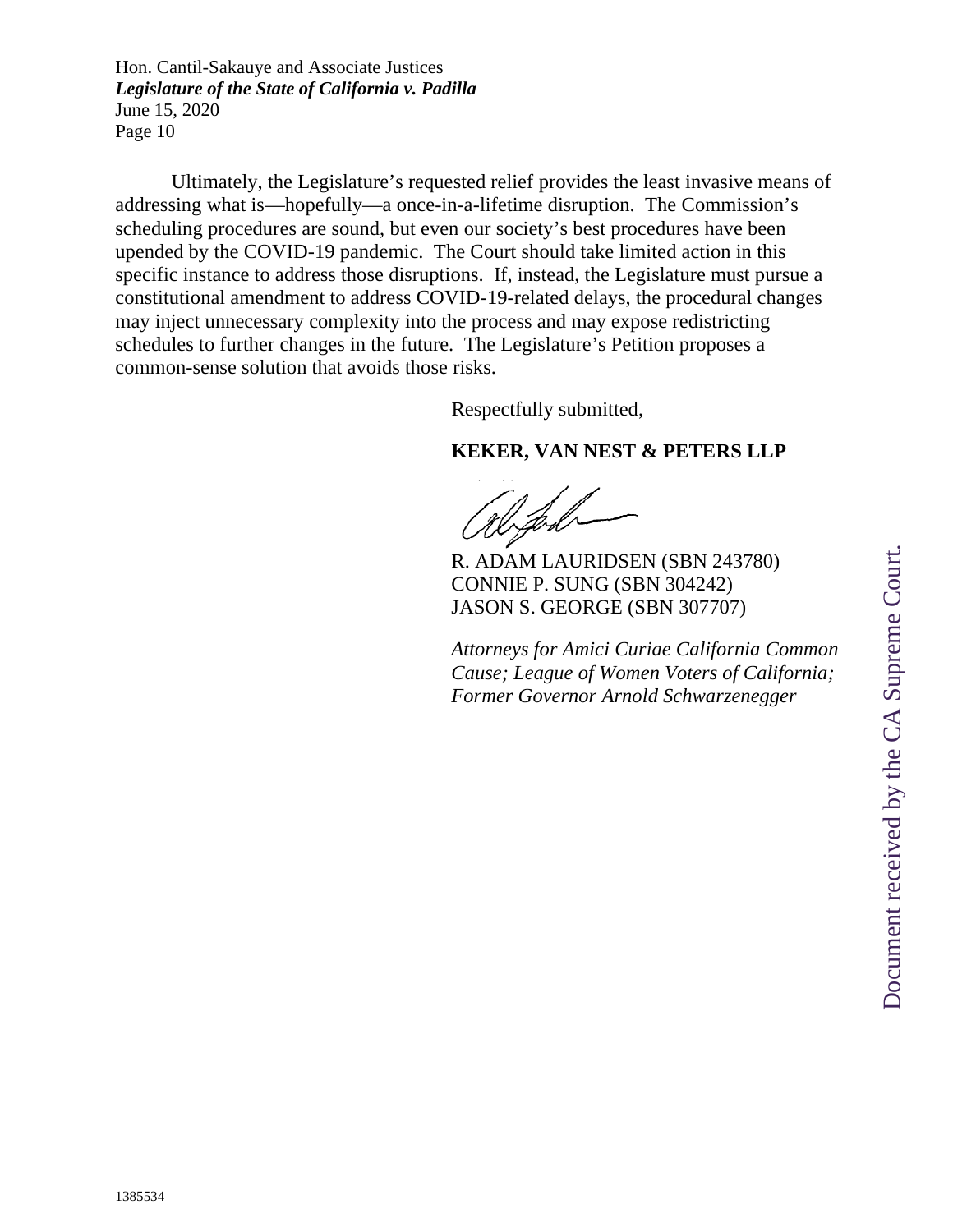Ultimately, the Legislature's requested relief provides the least invasive means of addressing what is—hopefully—a once-in-a-lifetime disruption. The Commission's scheduling procedures are sound, but even our society's best procedures have been upended by the COVID-19 pandemic. The Court should take limited action in this specific instance to address those disruptions. If, instead, the Legislature must pursue a constitutional amendment to address COVID-19-related delays, the procedural changes may inject unnecessary complexity into the process and may expose redistricting schedules to further changes in the future. The Legislature's Petition proposes a common-sense solution that avoids those risks.

Respectfully submitted,

**KEKER, VAN NEST & PETERS LLP**

R. ADAM LAURIDSEN (SBN 243780)
CONNIE P. SUNG (SBN 304242)
JASON S. GEORGE (SBN 307707)

*Attorneys for Amici Curiae California Common Cause; League of Women Voters of California; Former Governor Arnold Schwarzenegger*

1385534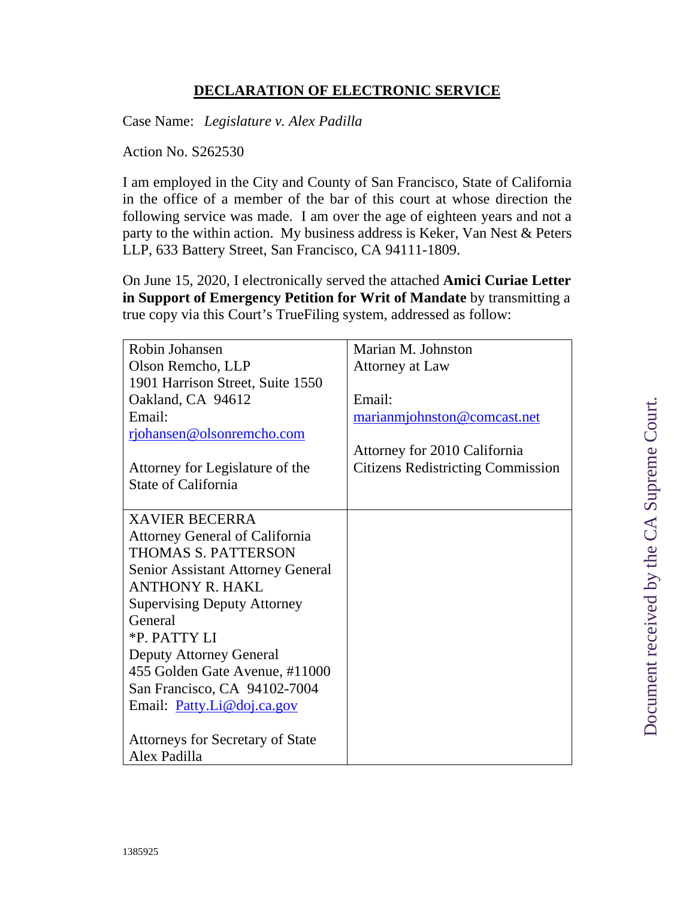## DECLARATION OF ELECTRONIC SERVICE

Case Name: *Legislature v. Alex Padilla*

Action No. S262530

I am employed in the City and County of San Francisco, State of California in the office of a member of the bar of this court at whose direction the following service was made. I am over the age of eighteen years and not a party to the within action. My business address is Keker, Van Nest & Peters LLP, 633 Battery Street, San Francisco, CA 94111-1809.

On June 15, 2020, I electronically served the attached **Amici Curiae Letter in Support of Emergency Petition for Writ of Mandate** by transmitting a true copy via this Court's TrueFiling system, addressed as follow:

| | |
|---|---|
| Robin Johansen<br>Olson Remcho, LLP<br>1901 Harrison Street, Suite 1550<br>Oakland, CA 94612<br>Email:<br>rjohansen@olsonremcho.com<br><br>Attorney for Legislature of the State of California | Marian M. Johnston<br>Attorney at Law<br><br>Email:<br>marianmjohnston@comcast.net<br><br>Attorney for 2010 California Citizens Redistricting Commission |
| XAVIER BECERRA<br>Attorney General of California<br>THOMAS S. PATTERSON<br>Senior Assistant Attorney General<br>ANTHONY R. HAKL<br>Supervising Deputy Attorney General<br>*P. PATTY LI<br>Deputy Attorney General<br>455 Golden Gate Avenue, #11000<br>San Francisco, CA 94102-7004<br>Email: Patty.Li@doj.ca.gov<br><br>Attorneys for Secretary of State Alex Padilla | |

1385925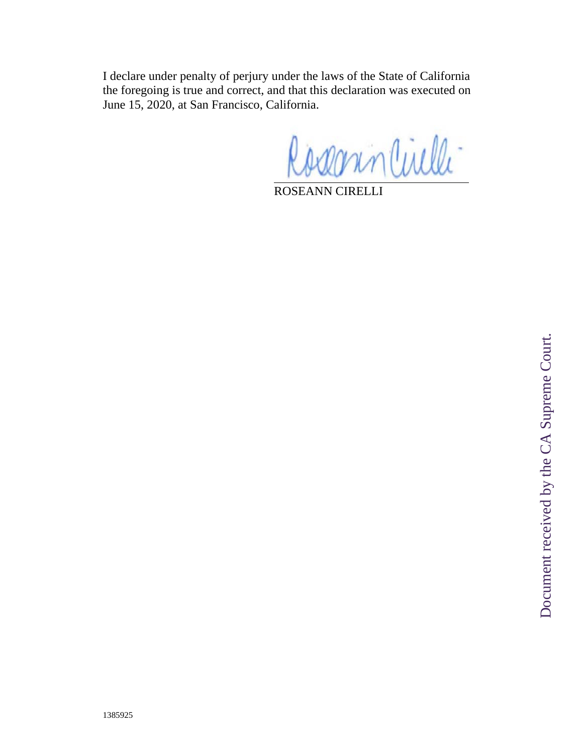I declare under penalty of perjury under the laws of the State of California the foregoing is true and correct, and that this declaration was executed on June 15, 2020, at San Francisco, California.

ROSEANN CIRELLI

1385925

Document received by the CA Supreme Court.